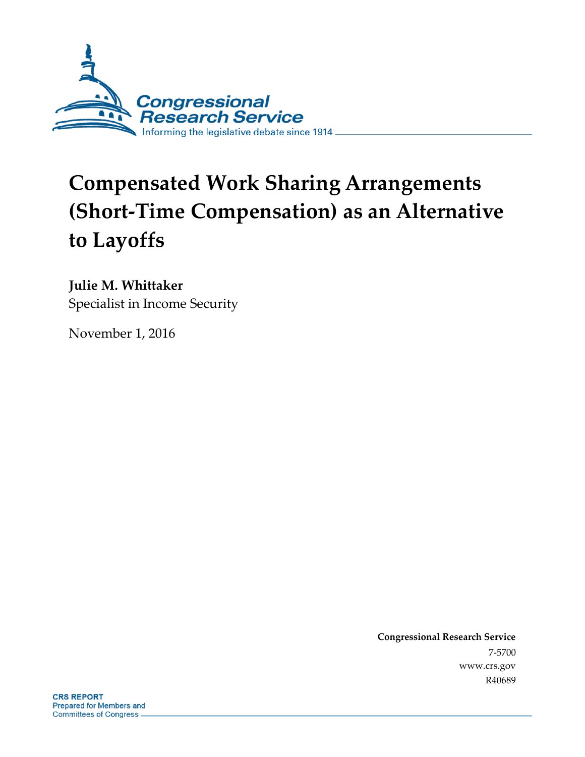Congressional Research Service

Informing the legislative debate since 1914

# Compensated Work Sharing Arrangements (Short-Time Compensation) as an Alternative to Layoffs

**Julie M. Whittaker**
Specialist in Income Security

November 1, 2016

**Congressional Research Service**
7-5700
www.crs.gov
R40689

**CRS REPORT**
Prepared for Members and
Committees of Congress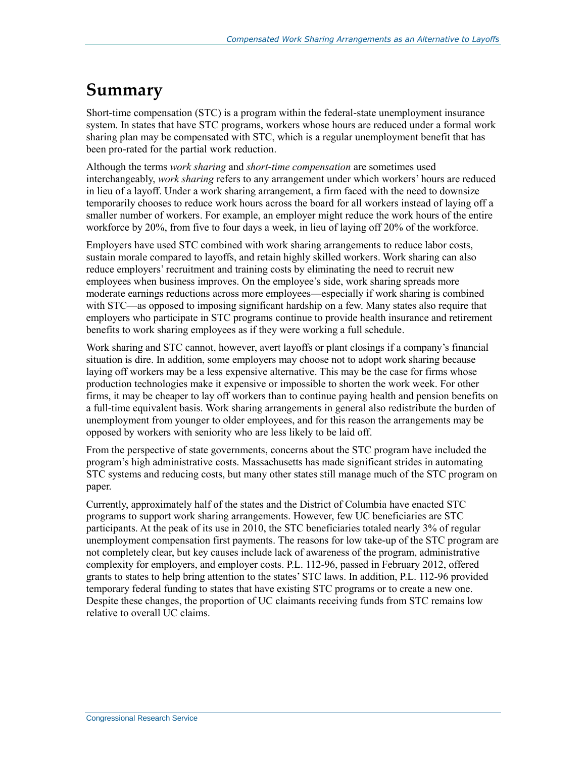# Summary

Short-time compensation (STC) is a program within the federal-state unemployment insurance system. In states that have STC programs, workers whose hours are reduced under a formal work sharing plan may be compensated with STC, which is a regular unemployment benefit that has been pro-rated for the partial work reduction.

Although the terms *work sharing* and *short-time compensation* are sometimes used interchangeably, *work sharing* refers to any arrangement under which workers' hours are reduced in lieu of a layoff. Under a work sharing arrangement, a firm faced with the need to downsize temporarily chooses to reduce work hours across the board for all workers instead of laying off a smaller number of workers. For example, an employer might reduce the work hours of the entire workforce by 20%, from five to four days a week, in lieu of laying off 20% of the workforce.

Employers have used STC combined with work sharing arrangements to reduce labor costs, sustain morale compared to layoffs, and retain highly skilled workers. Work sharing can also reduce employers' recruitment and training costs by eliminating the need to recruit new employees when business improves. On the employee's side, work sharing spreads more moderate earnings reductions across more employees—especially if work sharing is combined with STC—as opposed to imposing significant hardship on a few. Many states also require that employers who participate in STC programs continue to provide health insurance and retirement benefits to work sharing employees as if they were working a full schedule.

Work sharing and STC cannot, however, avert layoffs or plant closings if a company's financial situation is dire. In addition, some employers may choose not to adopt work sharing because laying off workers may be a less expensive alternative. This may be the case for firms whose production technologies make it expensive or impossible to shorten the work week. For other firms, it may be cheaper to lay off workers than to continue paying health and pension benefits on a full-time equivalent basis. Work sharing arrangements in general also redistribute the burden of unemployment from younger to older employees, and for this reason the arrangements may be opposed by workers with seniority who are less likely to be laid off.

From the perspective of state governments, concerns about the STC program have included the program's high administrative costs. Massachusetts has made significant strides in automating STC systems and reducing costs, but many other states still manage much of the STC program on paper.

Currently, approximately half of the states and the District of Columbia have enacted STC programs to support work sharing arrangements. However, few UC beneficiaries are STC participants. At the peak of its use in 2010, the STC beneficiaries totaled nearly 3% of regular unemployment compensation first payments. The reasons for low take-up of the STC program are not completely clear, but key causes include lack of awareness of the program, administrative complexity for employers, and employer costs. P.L. 112-96, passed in February 2012, offered grants to states to help bring attention to the states' STC laws. In addition, P.L. 112-96 provided temporary federal funding to states that have existing STC programs or to create a new one. Despite these changes, the proportion of UC claimants receiving funds from STC remains low relative to overall UC claims.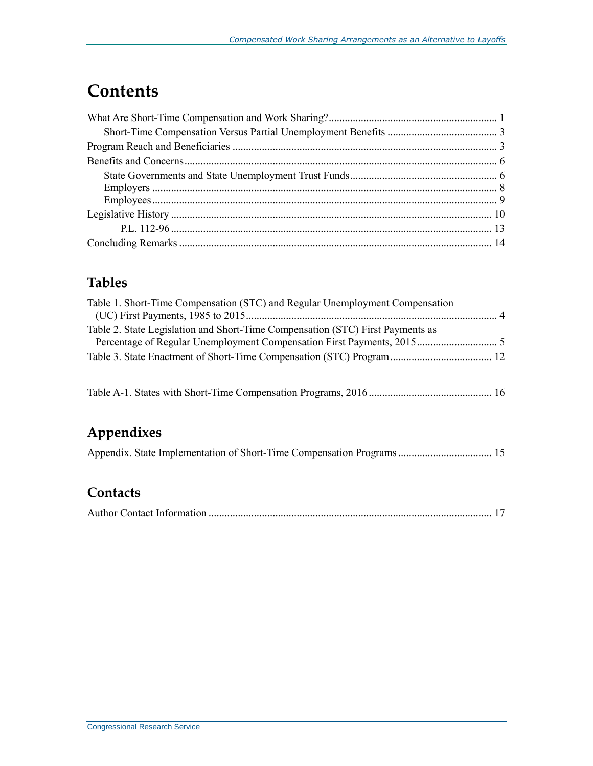# Contents

What Are Short-Time Compensation and Work Sharing? ... 1
  Short-Time Compensation Versus Partial Unemployment Benefits ... 3
Program Reach and Beneficiaries ... 3
Benefits and Concerns ... 6
  State Governments and State Unemployment Trust Funds ... 6
  Employers ... 8
  Employees ... 9
Legislative History ... 10
    P.L. 112-96 ... 13
Concluding Remarks ... 14

## Tables

Table 1. Short-Time Compensation (STC) and Regular Unemployment Compensation (UC) First Payments, 1985 to 2015 ... 4
Table 2. State Legislation and Short-Time Compensation (STC) First Payments as Percentage of Regular Unemployment Compensation First Payments, 2015 ... 5
Table 3. State Enactment of Short-Time Compensation (STC) Program ... 12

Table A-1. States with Short-Time Compensation Programs, 2016 ... 16

## Appendixes

Appendix. State Implementation of Short-Time Compensation Programs ... 15

## Contacts

Author Contact Information ... 17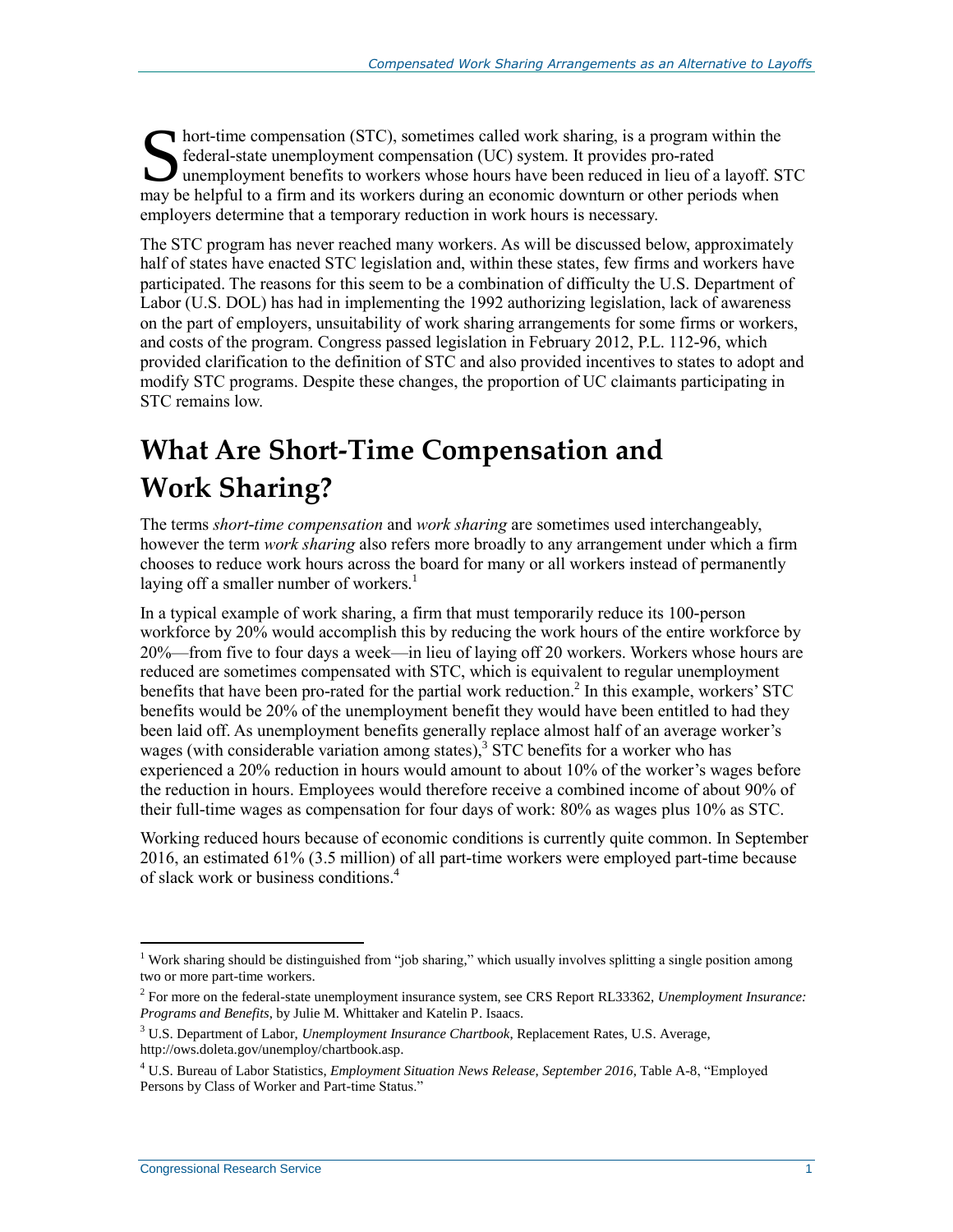Short-time compensation (STC), sometimes called work sharing, is a program within the federal-state unemployment compensation (UC) system. It provides pro-rated unemployment benefits to workers whose hours have been reduced in lieu of a layoff. STC may be helpful to a firm and its workers during an economic downturn or other periods when employers determine that a temporary reduction in work hours is necessary.

The STC program has never reached many workers. As will be discussed below, approximately half of states have enacted STC legislation and, within these states, few firms and workers have participated. The reasons for this seem to be a combination of difficulty the U.S. Department of Labor (U.S. DOL) has had in implementing the 1992 authorizing legislation, lack of awareness on the part of employers, unsuitability of work sharing arrangements for some firms or workers, and costs of the program. Congress passed legislation in February 2012, P.L. 112-96, which provided clarification to the definition of STC and also provided incentives to states to adopt and modify STC programs. Despite these changes, the proportion of UC claimants participating in STC remains low.

# What Are Short-Time Compensation and Work Sharing?

The terms *short-time compensation* and *work sharing* are sometimes used interchangeably, however the term *work sharing* also refers more broadly to any arrangement under which a firm chooses to reduce work hours across the board for many or all workers instead of permanently laying off a smaller number of workers.[1]

In a typical example of work sharing, a firm that must temporarily reduce its 100-person workforce by 20% would accomplish this by reducing the work hours of the entire workforce by 20%—from five to four days a week—in lieu of laying off 20 workers. Workers whose hours are reduced are sometimes compensated with STC, which is equivalent to regular unemployment benefits that have been pro-rated for the partial work reduction.[2] In this example, workers' STC benefits would be 20% of the unemployment benefit they would have been entitled to had they been laid off. As unemployment benefits generally replace almost half of an average worker's wages (with considerable variation among states),[3] STC benefits for a worker who has experienced a 20% reduction in hours would amount to about 10% of the worker's wages before the reduction in hours. Employees would therefore receive a combined income of about 90% of their full-time wages as compensation for four days of work: 80% as wages plus 10% as STC.

Working reduced hours because of economic conditions is currently quite common. In September 2016, an estimated 61% (3.5 million) of all part-time workers were employed part-time because of slack work or business conditions.[4]

---

[1] Work sharing should be distinguished from "job sharing," which usually involves splitting a single position among two or more part-time workers.

[2] For more on the federal-state unemployment insurance system, see CRS Report RL33362, *Unemployment Insurance: Programs and Benefits*, by Julie M. Whittaker and Katelin P. Isaacs.

[3] U.S. Department of Labor, *Unemployment Insurance Chartbook*, Replacement Rates, U.S. Average, http://ows.doleta.gov/unemploy/chartbook.asp.

[4] U.S. Bureau of Labor Statistics, *Employment Situation News Release, September 2016*, Table A-8, "Employed Persons by Class of Worker and Part-time Status."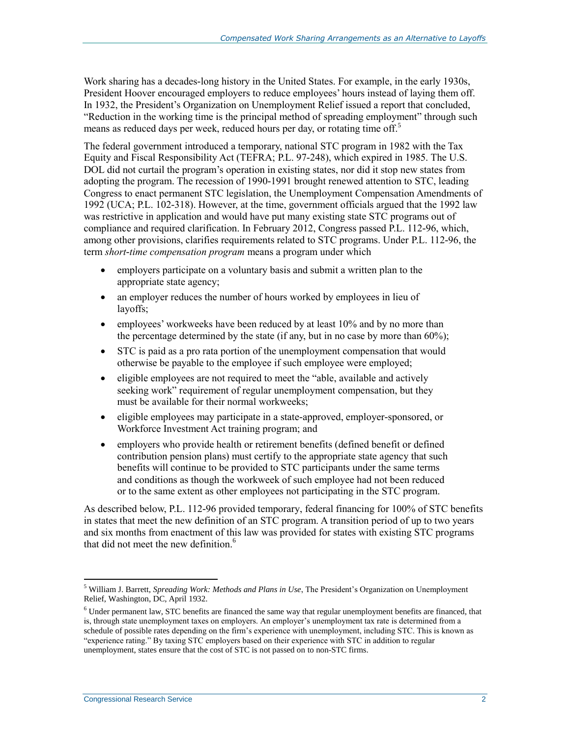Work sharing has a decades-long history in the United States. For example, in the early 1930s, President Hoover encouraged employers to reduce employees' hours instead of laying them off. In 1932, the President's Organization on Unemployment Relief issued a report that concluded, "Reduction in the working time is the principal method of spreading employment" through such means as reduced days per week, reduced hours per day, or rotating time off.[5]

The federal government introduced a temporary, national STC program in 1982 with the Tax Equity and Fiscal Responsibility Act (TEFRA; P.L. 97-248), which expired in 1985. The U.S. DOL did not curtail the program's operation in existing states, nor did it stop new states from adopting the program. The recession of 1990-1991 brought renewed attention to STC, leading Congress to enact permanent STC legislation, the Unemployment Compensation Amendments of 1992 (UCA; P.L. 102-318). However, at the time, government officials argued that the 1992 law was restrictive in application and would have put many existing state STC programs out of compliance and required clarification. In February 2012, Congress passed P.L. 112-96, which, among other provisions, clarifies requirements related to STC programs. Under P.L. 112-96, the term *short-time compensation program* means a program under which

- employers participate on a voluntary basis and submit a written plan to the appropriate state agency;
- an employer reduces the number of hours worked by employees in lieu of layoffs;
- employees' workweeks have been reduced by at least 10% and by no more than the percentage determined by the state (if any, but in no case by more than 60%);
- STC is paid as a pro rata portion of the unemployment compensation that would otherwise be payable to the employee if such employee were employed;
- eligible employees are not required to meet the "able, available and actively seeking work" requirement of regular unemployment compensation, but they must be available for their normal workweeks;
- eligible employees may participate in a state-approved, employer-sponsored, or Workforce Investment Act training program; and
- employers who provide health or retirement benefits (defined benefit or defined contribution pension plans) must certify to the appropriate state agency that such benefits will continue to be provided to STC participants under the same terms and conditions as though the workweek of such employee had not been reduced or to the same extent as other employees not participating in the STC program.

As described below, P.L. 112-96 provided temporary, federal financing for 100% of STC benefits in states that meet the new definition of an STC program. A transition period of up to two years and six months from enactment of this law was provided for states with existing STC programs that did not meet the new definition.[6]

---

[5] William J. Barrett, *Spreading Work: Methods and Plans in Use*, The President's Organization on Unemployment Relief, Washington, DC, April 1932.

[6] Under permanent law, STC benefits are financed the same way that regular unemployment benefits are financed, that is, through state unemployment taxes on employers. An employer's unemployment tax rate is determined from a schedule of possible rates depending on the firm's experience with unemployment, including STC. This is known as "experience rating." By taxing STC employers based on their experience with STC in addition to regular unemployment, states ensure that the cost of STC is not passed on to non-STC firms.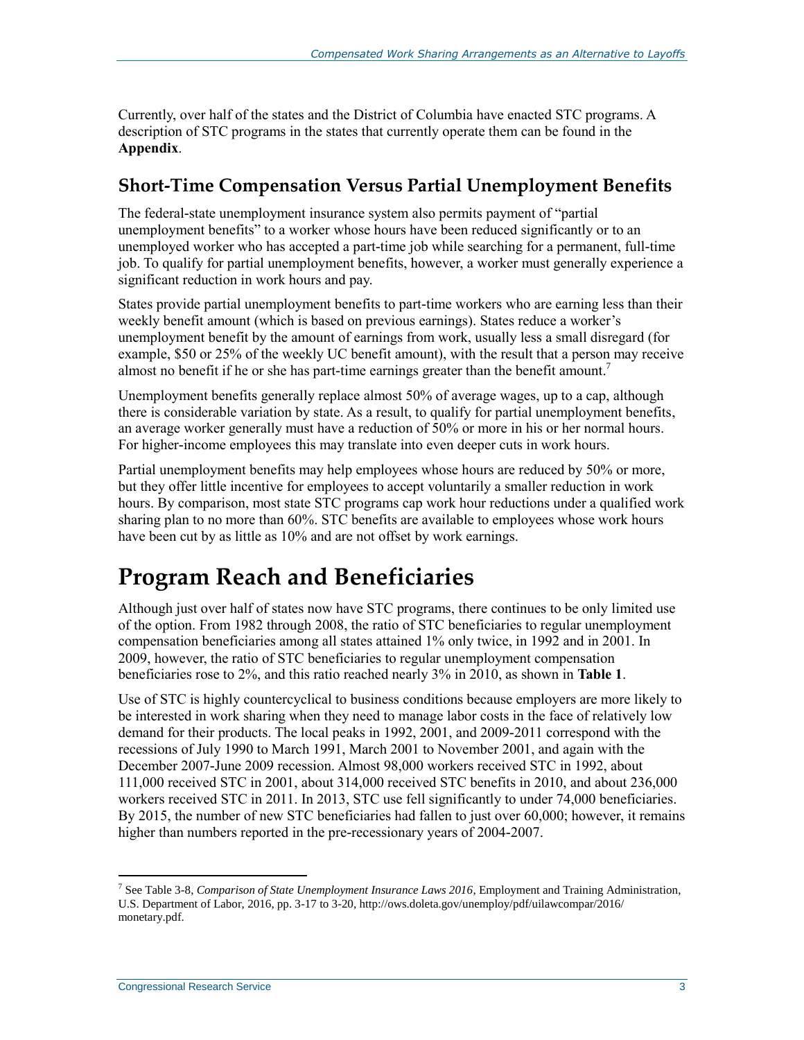Currently, over half of the states and the District of Columbia have enacted STC programs. A description of STC programs in the states that currently operate them can be found in the **Appendix**.

## Short-Time Compensation Versus Partial Unemployment Benefits

The federal-state unemployment insurance system also permits payment of "partial unemployment benefits" to a worker whose hours have been reduced significantly or to an unemployed worker who has accepted a part-time job while searching for a permanent, full-time job. To qualify for partial unemployment benefits, however, a worker must generally experience a significant reduction in work hours and pay.

States provide partial unemployment benefits to part-time workers who are earning less than their weekly benefit amount (which is based on previous earnings). States reduce a worker's unemployment benefit by the amount of earnings from work, usually less a small disregard (for example, $50 or 25% of the weekly UC benefit amount), with the result that a person may receive almost no benefit if he or she has part-time earnings greater than the benefit amount.[7]

Unemployment benefits generally replace almost 50% of average wages, up to a cap, although there is considerable variation by state. As a result, to qualify for partial unemployment benefits, an average worker generally must have a reduction of 50% or more in his or her normal hours. For higher-income employees this may translate into even deeper cuts in work hours.

Partial unemployment benefits may help employees whose hours are reduced by 50% or more, but they offer little incentive for employees to accept voluntarily a smaller reduction in work hours. By comparison, most state STC programs cap work hour reductions under a qualified work sharing plan to no more than 60%. STC benefits are available to employees whose work hours have been cut by as little as 10% and are not offset by work earnings.

# Program Reach and Beneficiaries

Although just over half of states now have STC programs, there continues to be only limited use of the option. From 1982 through 2008, the ratio of STC beneficiaries to regular unemployment compensation beneficiaries among all states attained 1% only twice, in 1992 and in 2001. In 2009, however, the ratio of STC beneficiaries to regular unemployment compensation beneficiaries rose to 2%, and this ratio reached nearly 3% in 2010, as shown in **Table 1**.

Use of STC is highly countercyclical to business conditions because employers are more likely to be interested in work sharing when they need to manage labor costs in the face of relatively low demand for their products. The local peaks in 1992, 2001, and 2009-2011 correspond with the recessions of July 1990 to March 1991, March 2001 to November 2001, and again with the December 2007-June 2009 recession. Almost 98,000 workers received STC in 1992, about 111,000 received STC in 2001, about 314,000 received STC benefits in 2010, and about 236,000 workers received STC in 2011. In 2013, STC use fell significantly to under 74,000 beneficiaries. By 2015, the number of new STC beneficiaries had fallen to just over 60,000; however, it remains higher than numbers reported in the pre-recessionary years of 2004-2007.

[7] See Table 3-8, *Comparison of State Unemployment Insurance Laws 2016*, Employment and Training Administration, U.S. Department of Labor, 2016, pp. 3-17 to 3-20, http://ows.doleta.gov/unemploy/pdf/uilawcompar/2016/monetary.pdf.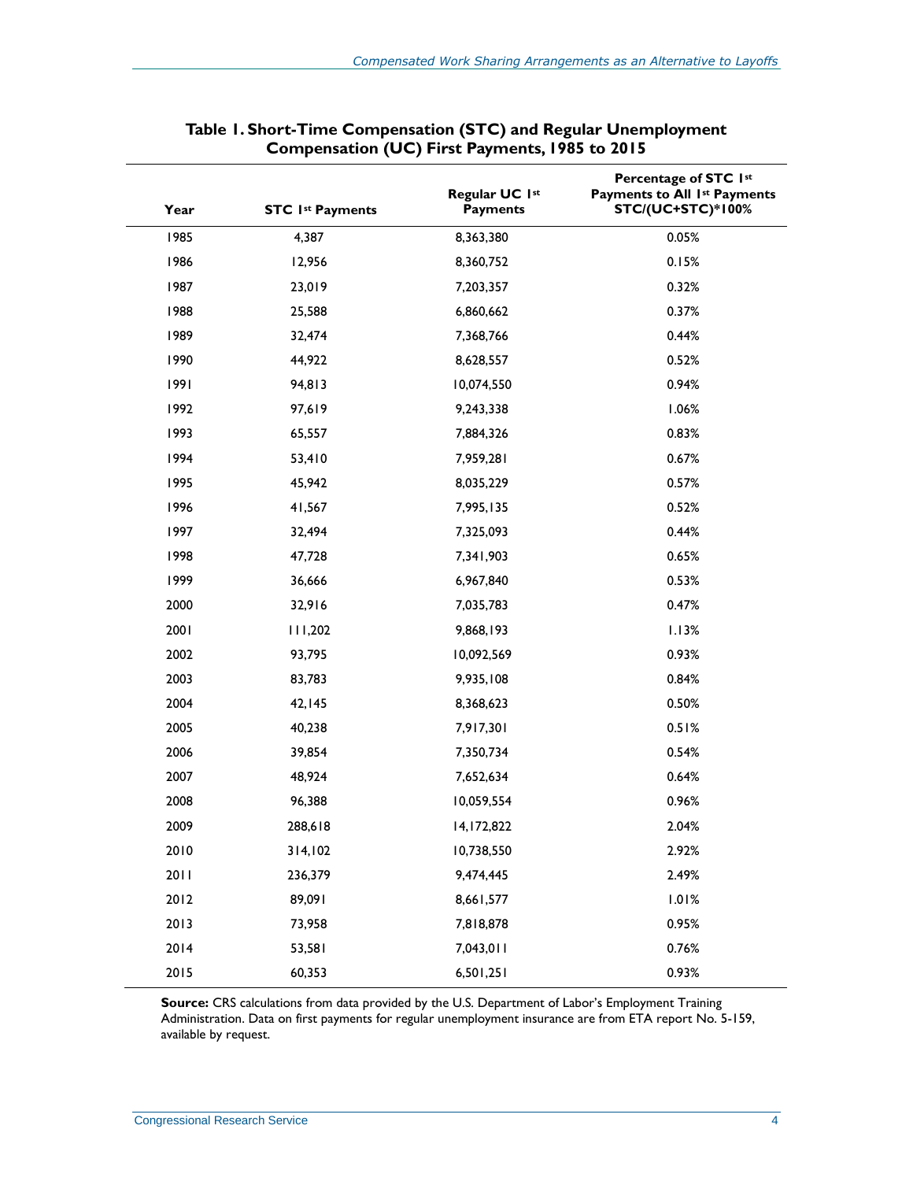**Table 1. Short-Time Compensation (STC) and Regular Unemployment Compensation (UC) First Payments, 1985 to 2015**

| Year | STC 1st Payments | Regular UC 1st Payments | Percentage of STC 1st Payments to All 1st Payments STC/(UC+STC)*100% |
|---|---|---|---|
| 1985 | 4,387 | 8,363,380 | 0.05% |
| 1986 | 12,956 | 8,360,752 | 0.15% |
| 1987 | 23,019 | 7,203,357 | 0.32% |
| 1988 | 25,588 | 6,860,662 | 0.37% |
| 1989 | 32,474 | 7,368,766 | 0.44% |
| 1990 | 44,922 | 8,628,557 | 0.52% |
| 1991 | 94,813 | 10,074,550 | 0.94% |
| 1992 | 97,619 | 9,243,338 | 1.06% |
| 1993 | 65,557 | 7,884,326 | 0.83% |
| 1994 | 53,410 | 7,959,281 | 0.67% |
| 1995 | 45,942 | 8,035,229 | 0.57% |
| 1996 | 41,567 | 7,995,135 | 0.52% |
| 1997 | 32,494 | 7,325,093 | 0.44% |
| 1998 | 47,728 | 7,341,903 | 0.65% |
| 1999 | 36,666 | 6,967,840 | 0.53% |
| 2000 | 32,916 | 7,035,783 | 0.47% |
| 2001 | 111,202 | 9,868,193 | 1.13% |
| 2002 | 93,795 | 10,092,569 | 0.93% |
| 2003 | 83,783 | 9,935,108 | 0.84% |
| 2004 | 42,145 | 8,368,623 | 0.50% |
| 2005 | 40,238 | 7,917,301 | 0.51% |
| 2006 | 39,854 | 7,350,734 | 0.54% |
| 2007 | 48,924 | 7,652,634 | 0.64% |
| 2008 | 96,388 | 10,059,554 | 0.96% |
| 2009 | 288,618 | 14,172,822 | 2.04% |
| 2010 | 314,102 | 10,738,550 | 2.92% |
| 2011 | 236,379 | 9,474,445 | 2.49% |
| 2012 | 89,091 | 8,661,577 | 1.01% |
| 2013 | 73,958 | 7,818,878 | 0.95% |
| 2014 | 53,581 | 7,043,011 | 0.76% |
| 2015 | 60,353 | 6,501,251 | 0.93% |

**Source:** CRS calculations from data provided by the U.S. Department of Labor's Employment Training Administration. Data on first payments for regular unemployment insurance are from ETA report No. 5-159, available by request.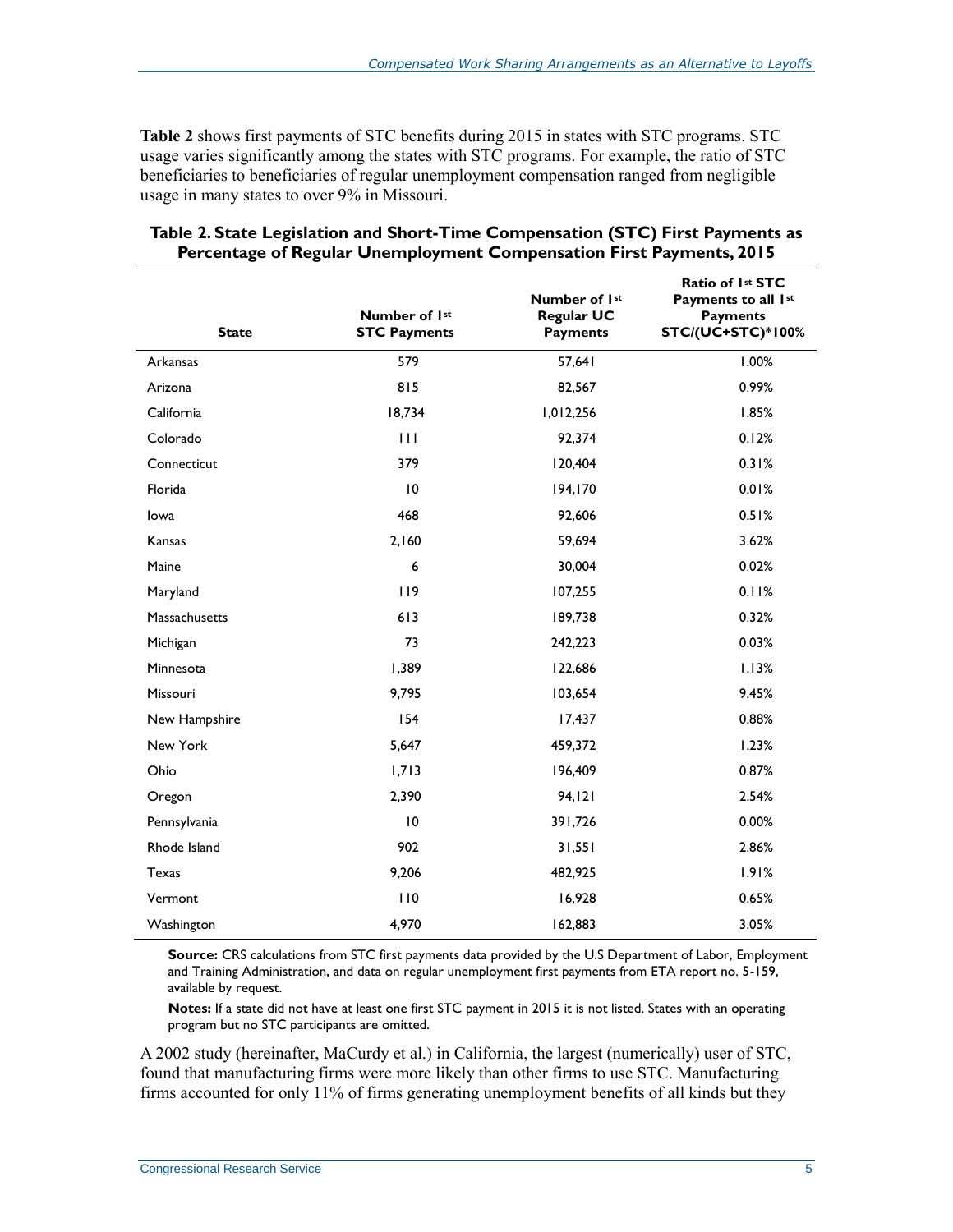**Table 2** shows first payments of STC benefits during 2015 in states with STC programs. STC usage varies significantly among the states with STC programs. For example, the ratio of STC beneficiaries to beneficiaries of regular unemployment compensation ranged from negligible usage in many states to over 9% in Missouri.

**Table 2. State Legislation and Short-Time Compensation (STC) First Payments as Percentage of Regular Unemployment Compensation First Payments, 2015**

| State | Number of 1st STC Payments | Number of 1st Regular UC Payments | Ratio of 1st STC Payments to all 1st Payments STC/(UC+STC)*100% |
|---|---|---|---|
| Arkansas | 579 | 57,641 | 1.00% |
| Arizona | 815 | 82,567 | 0.99% |
| California | 18,734 | 1,012,256 | 1.85% |
| Colorado | 111 | 92,374 | 0.12% |
| Connecticut | 379 | 120,404 | 0.31% |
| Florida | 10 | 194,170 | 0.01% |
| Iowa | 468 | 92,606 | 0.51% |
| Kansas | 2,160 | 59,694 | 3.62% |
| Maine | 6 | 30,004 | 0.02% |
| Maryland | 119 | 107,255 | 0.11% |
| Massachusetts | 613 | 189,738 | 0.32% |
| Michigan | 73 | 242,223 | 0.03% |
| Minnesota | 1,389 | 122,686 | 1.13% |
| Missouri | 9,795 | 103,654 | 9.45% |
| New Hampshire | 154 | 17,437 | 0.88% |
| New York | 5,647 | 459,372 | 1.23% |
| Ohio | 1,713 | 196,409 | 0.87% |
| Oregon | 2,390 | 94,121 | 2.54% |
| Pennsylvania | 10 | 391,726 | 0.00% |
| Rhode Island | 902 | 31,551 | 2.86% |
| Texas | 9,206 | 482,925 | 1.91% |
| Vermont | 110 | 16,928 | 0.65% |
| Washington | 4,970 | 162,883 | 3.05% |

**Source:** CRS calculations from STC first payments data provided by the U.S Department of Labor, Employment and Training Administration, and data on regular unemployment first payments from ETA report no. 5-159, available by request.

**Notes:** If a state did not have at least one first STC payment in 2015 it is not listed. States with an operating program but no STC participants are omitted.

A 2002 study (hereinafter, MaCurdy et al.) in California, the largest (numerically) user of STC, found that manufacturing firms were more likely than other firms to use STC. Manufacturing firms accounted for only 11% of firms generating unemployment benefits of all kinds but they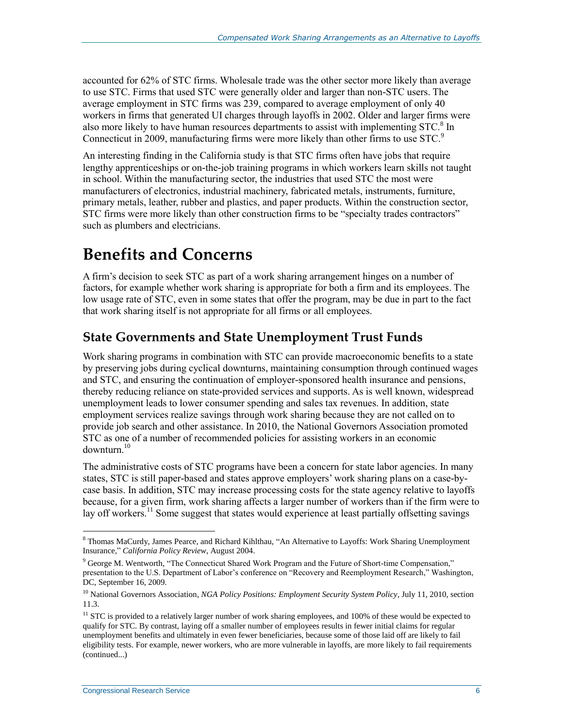accounted for 62% of STC firms. Wholesale trade was the other sector more likely than average to use STC. Firms that used STC were generally older and larger than non-STC users. The average employment in STC firms was 239, compared to average employment of only 40 workers in firms that generated UI charges through layoffs in 2002. Older and larger firms were also more likely to have human resources departments to assist with implementing STC.[8] In Connecticut in 2009, manufacturing firms were more likely than other firms to use STC.[9]

An interesting finding in the California study is that STC firms often have jobs that require lengthy apprenticeships or on-the-job training programs in which workers learn skills not taught in school. Within the manufacturing sector, the industries that used STC the most were manufacturers of electronics, industrial machinery, fabricated metals, instruments, furniture, primary metals, leather, rubber and plastics, and paper products. Within the construction sector, STC firms were more likely than other construction firms to be "specialty trades contractors" such as plumbers and electricians.

# Benefits and Concerns

A firm's decision to seek STC as part of a work sharing arrangement hinges on a number of factors, for example whether work sharing is appropriate for both a firm and its employees. The low usage rate of STC, even in some states that offer the program, may be due in part to the fact that work sharing itself is not appropriate for all firms or all employees.

## State Governments and State Unemployment Trust Funds

Work sharing programs in combination with STC can provide macroeconomic benefits to a state by preserving jobs during cyclical downturns, maintaining consumption through continued wages and STC, and ensuring the continuation of employer-sponsored health insurance and pensions, thereby reducing reliance on state-provided services and supports. As is well known, widespread unemployment leads to lower consumer spending and sales tax revenues. In addition, state employment services realize savings through work sharing because they are not called on to provide job search and other assistance. In 2010, the National Governors Association promoted STC as one of a number of recommended policies for assisting workers in an economic downturn.[10]

The administrative costs of STC programs have been a concern for state labor agencies. In many states, STC is still paper-based and states approve employers' work sharing plans on a case-by-case basis. In addition, STC may increase processing costs for the state agency relative to layoffs because, for a given firm, work sharing affects a larger number of workers than if the firm were to lay off workers.[11] Some suggest that states would experience at least partially offsetting savings

---

[8] Thomas MaCurdy, James Pearce, and Richard Kihlthau, "An Alternative to Layoffs: Work Sharing Unemployment Insurance," *California Policy Review*, August 2004.

[9] George M. Wentworth, "The Connecticut Shared Work Program and the Future of Short-time Compensation," presentation to the U.S. Department of Labor's conference on "Recovery and Reemployment Research," Washington, DC, September 16, 2009.

[10] National Governors Association, *NGA Policy Positions: Employment Security System Policy*, July 11, 2010, section 11.3.

[11] STC is provided to a relatively larger number of work sharing employees, and 100% of these would be expected to qualify for STC. By contrast, laying off a smaller number of employees results in fewer initial claims for regular unemployment benefits and ultimately in even fewer beneficiaries, because some of those laid off are likely to fail eligibility tests. For example, newer workers, who are more vulnerable in layoffs, are more likely to fail requirements (continued...)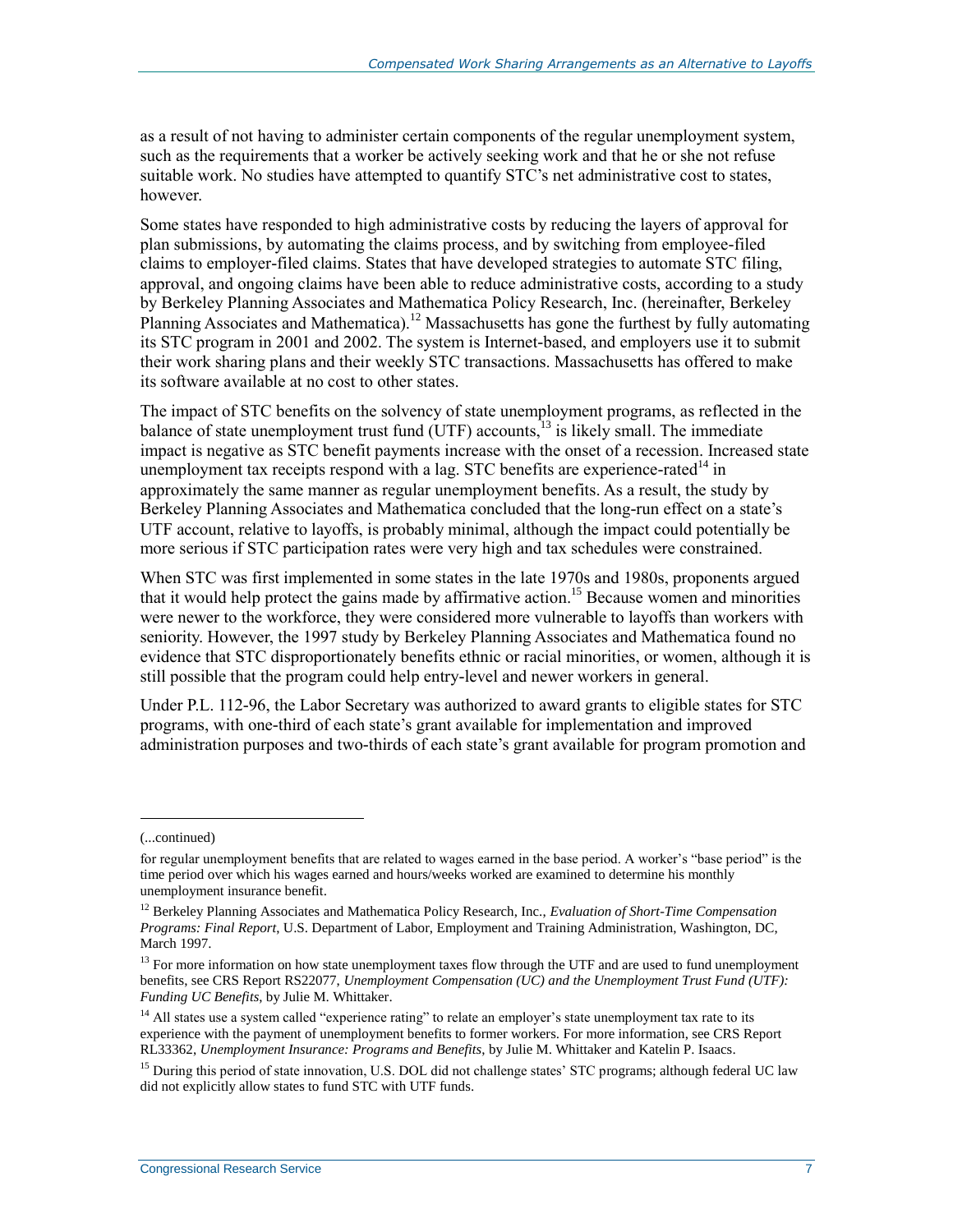as a result of not having to administer certain components of the regular unemployment system, such as the requirements that a worker be actively seeking work and that he or she not refuse suitable work. No studies have attempted to quantify STC's net administrative cost to states, however.

Some states have responded to high administrative costs by reducing the layers of approval for plan submissions, by automating the claims process, and by switching from employee-filed claims to employer-filed claims. States that have developed strategies to automate STC filing, approval, and ongoing claims have been able to reduce administrative costs, according to a study by Berkeley Planning Associates and Mathematica Policy Research, Inc. (hereinafter, Berkeley Planning Associates and Mathematica).[12] Massachusetts has gone the furthest by fully automating its STC program in 2001 and 2002. The system is Internet-based, and employers use it to submit their work sharing plans and their weekly STC transactions. Massachusetts has offered to make its software available at no cost to other states.

The impact of STC benefits on the solvency of state unemployment programs, as reflected in the balance of state unemployment trust fund (UTF) accounts,[13] is likely small. The immediate impact is negative as STC benefit payments increase with the onset of a recession. Increased state unemployment tax receipts respond with a lag. STC benefits are experience-rated[14] in approximately the same manner as regular unemployment benefits. As a result, the study by Berkeley Planning Associates and Mathematica concluded that the long-run effect on a state's UTF account, relative to layoffs, is probably minimal, although the impact could potentially be more serious if STC participation rates were very high and tax schedules were constrained.

When STC was first implemented in some states in the late 1970s and 1980s, proponents argued that it would help protect the gains made by affirmative action.[15] Because women and minorities were newer to the workforce, they were considered more vulnerable to layoffs than workers with seniority. However, the 1997 study by Berkeley Planning Associates and Mathematica found no evidence that STC disproportionately benefits ethnic or racial minorities, or women, although it is still possible that the program could help entry-level and newer workers in general.

Under P.L. 112-96, the Labor Secretary was authorized to award grants to eligible states for STC programs, with one-third of each state's grant available for implementation and improved administration purposes and two-thirds of each state's grant available for program promotion and

---

(...continued)

for regular unemployment benefits that are related to wages earned in the base period. A worker's "base period" is the time period over which his wages earned and hours/weeks worked are examined to determine his monthly unemployment insurance benefit.

[12] Berkeley Planning Associates and Mathematica Policy Research, Inc., *Evaluation of Short-Time Compensation Programs: Final Report*, U.S. Department of Labor, Employment and Training Administration, Washington, DC, March 1997.

[13] For more information on how state unemployment taxes flow through the UTF and are used to fund unemployment benefits, see CRS Report RS22077, *Unemployment Compensation (UC) and the Unemployment Trust Fund (UTF): Funding UC Benefits*, by Julie M. Whittaker.

[14] All states use a system called "experience rating" to relate an employer's state unemployment tax rate to its experience with the payment of unemployment benefits to former workers. For more information, see CRS Report RL33362, *Unemployment Insurance: Programs and Benefits*, by Julie M. Whittaker and Katelin P. Isaacs.

[15] During this period of state innovation, U.S. DOL did not challenge states' STC programs; although federal UC law did not explicitly allow states to fund STC with UTF funds.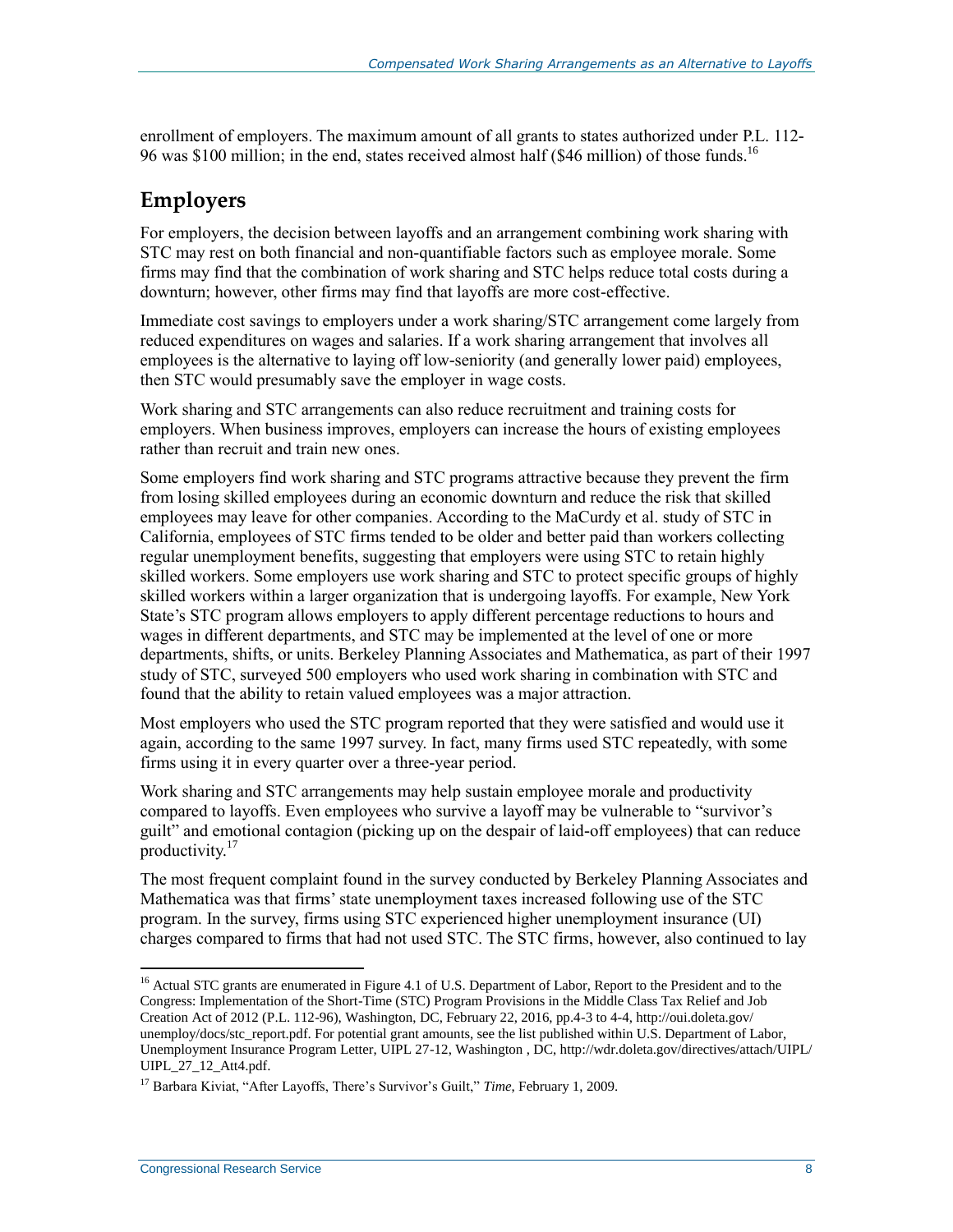enrollment of employers. The maximum amount of all grants to states authorized under P.L. 112-96 was $100 million; in the end, states received almost half ($46 million) of those funds.[16]

## Employers

For employers, the decision between layoffs and an arrangement combining work sharing with STC may rest on both financial and non-quantifiable factors such as employee morale. Some firms may find that the combination of work sharing and STC helps reduce total costs during a downturn; however, other firms may find that layoffs are more cost-effective.

Immediate cost savings to employers under a work sharing/STC arrangement come largely from reduced expenditures on wages and salaries. If a work sharing arrangement that involves all employees is the alternative to laying off low-seniority (and generally lower paid) employees, then STC would presumably save the employer in wage costs.

Work sharing and STC arrangements can also reduce recruitment and training costs for employers. When business improves, employers can increase the hours of existing employees rather than recruit and train new ones.

Some employers find work sharing and STC programs attractive because they prevent the firm from losing skilled employees during an economic downturn and reduce the risk that skilled employees may leave for other companies. According to the MaCurdy et al. study of STC in California, employees of STC firms tended to be older and better paid than workers collecting regular unemployment benefits, suggesting that employers were using STC to retain highly skilled workers. Some employers use work sharing and STC to protect specific groups of highly skilled workers within a larger organization that is undergoing layoffs. For example, New York State's STC program allows employers to apply different percentage reductions to hours and wages in different departments, and STC may be implemented at the level of one or more departments, shifts, or units. Berkeley Planning Associates and Mathematica, as part of their 1997 study of STC, surveyed 500 employers who used work sharing in combination with STC and found that the ability to retain valued employees was a major attraction.

Most employers who used the STC program reported that they were satisfied and would use it again, according to the same 1997 survey. In fact, many firms used STC repeatedly, with some firms using it in every quarter over a three-year period.

Work sharing and STC arrangements may help sustain employee morale and productivity compared to layoffs. Even employees who survive a layoff may be vulnerable to "survivor's guilt" and emotional contagion (picking up on the despair of laid-off employees) that can reduce productivity.[17]

The most frequent complaint found in the survey conducted by Berkeley Planning Associates and Mathematica was that firms' state unemployment taxes increased following use of the STC program. In the survey, firms using STC experienced higher unemployment insurance (UI) charges compared to firms that had not used STC. The STC firms, however, also continued to lay

---

[16] Actual STC grants are enumerated in Figure 4.1 of U.S. Department of Labor, Report to the President and to the Congress: Implementation of the Short-Time (STC) Program Provisions in the Middle Class Tax Relief and Job Creation Act of 2012 (P.L. 112-96), Washington, DC, February 22, 2016, pp.4-3 to 4-4, http://oui.doleta.gov/unemploy/docs/stc_report.pdf. For potential grant amounts, see the list published within U.S. Department of Labor, Unemployment Insurance Program Letter, UIPL 27-12, Washington , DC, http://wdr.doleta.gov/directives/attach/UIPL/UIPL_27_12_Att4.pdf.

[17] Barbara Kiviat, "After Layoffs, There's Survivor's Guilt," *Time*, February 1, 2009.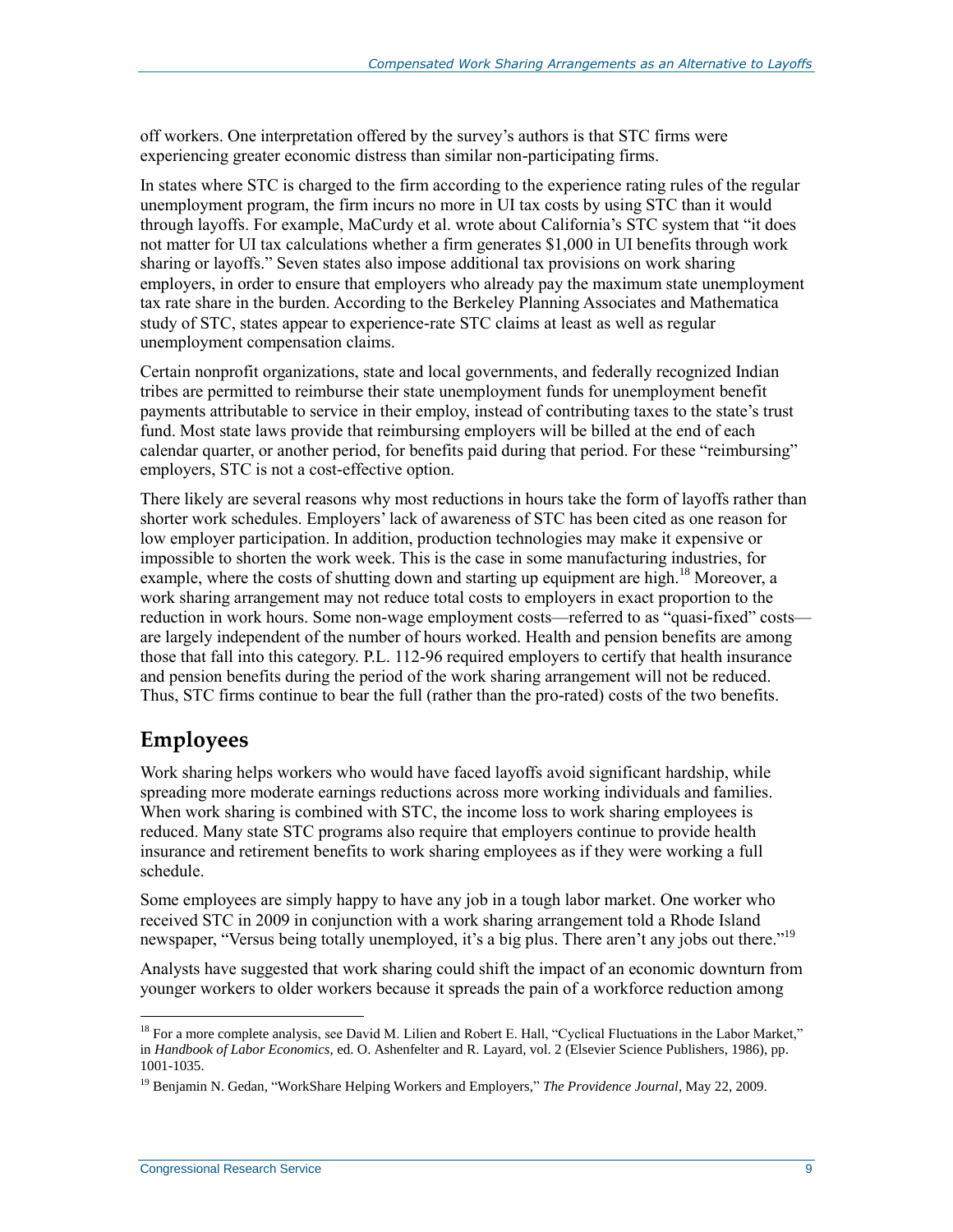off workers. One interpretation offered by the survey's authors is that STC firms were experiencing greater economic distress than similar non-participating firms.

In states where STC is charged to the firm according to the experience rating rules of the regular unemployment program, the firm incurs no more in UI tax costs by using STC than it would through layoffs. For example, MaCurdy et al. wrote about California's STC system that "it does not matter for UI tax calculations whether a firm generates $1,000 in UI benefits through work sharing or layoffs." Seven states also impose additional tax provisions on work sharing employers, in order to ensure that employers who already pay the maximum state unemployment tax rate share in the burden. According to the Berkeley Planning Associates and Mathematica study of STC, states appear to experience-rate STC claims at least as well as regular unemployment compensation claims.

Certain nonprofit organizations, state and local governments, and federally recognized Indian tribes are permitted to reimburse their state unemployment funds for unemployment benefit payments attributable to service in their employ, instead of contributing taxes to the state's trust fund. Most state laws provide that reimbursing employers will be billed at the end of each calendar quarter, or another period, for benefits paid during that period. For these "reimbursing" employers, STC is not a cost-effective option.

There likely are several reasons why most reductions in hours take the form of layoffs rather than shorter work schedules. Employers' lack of awareness of STC has been cited as one reason for low employer participation. In addition, production technologies may make it expensive or impossible to shorten the work week. This is the case in some manufacturing industries, for example, where the costs of shutting down and starting up equipment are high.[18] Moreover, a work sharing arrangement may not reduce total costs to employers in exact proportion to the reduction in work hours. Some non-wage employment costs—referred to as "quasi-fixed" costs—are largely independent of the number of hours worked. Health and pension benefits are among those that fall into this category. P.L. 112-96 required employers to certify that health insurance and pension benefits during the period of the work sharing arrangement will not be reduced. Thus, STC firms continue to bear the full (rather than the pro-rated) costs of the two benefits.

## Employees

Work sharing helps workers who would have faced layoffs avoid significant hardship, while spreading more moderate earnings reductions across more working individuals and families. When work sharing is combined with STC, the income loss to work sharing employees is reduced. Many state STC programs also require that employers continue to provide health insurance and retirement benefits to work sharing employees as if they were working a full schedule.

Some employees are simply happy to have any job in a tough labor market. One worker who received STC in 2009 in conjunction with a work sharing arrangement told a Rhode Island newspaper, "Versus being totally unemployed, it's a big plus. There aren't any jobs out there."[19]

Analysts have suggested that work sharing could shift the impact of an economic downturn from younger workers to older workers because it spreads the pain of a workforce reduction among

---

[18] For a more complete analysis, see David M. Lilien and Robert E. Hall, "Cyclical Fluctuations in the Labor Market," in *Handbook of Labor Economics*, ed. O. Ashenfelter and R. Layard, vol. 2 (Elsevier Science Publishers, 1986), pp. 1001-1035.

[19] Benjamin N. Gedan, "WorkShare Helping Workers and Employers," *The Providence Journal*, May 22, 2009.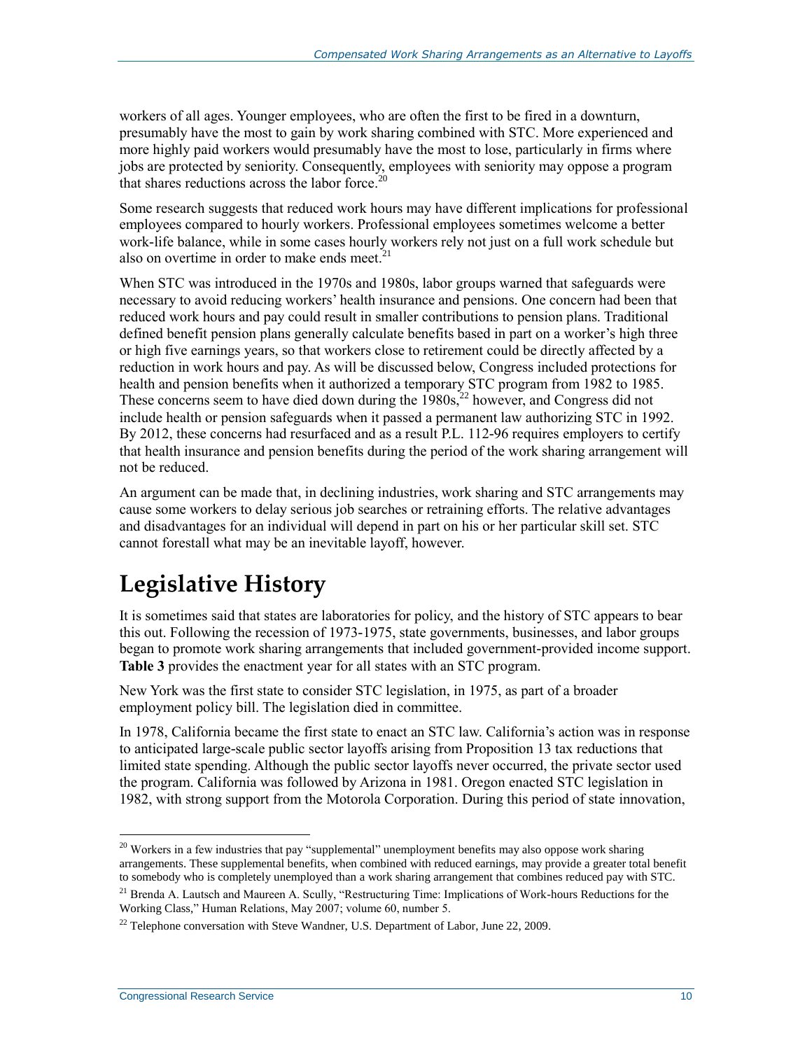workers of all ages. Younger employees, who are often the first to be fired in a downturn, presumably have the most to gain by work sharing combined with STC. More experienced and more highly paid workers would presumably have the most to lose, particularly in firms where jobs are protected by seniority. Consequently, employees with seniority may oppose a program that shares reductions across the labor force.[20]

Some research suggests that reduced work hours may have different implications for professional employees compared to hourly workers. Professional employees sometimes welcome a better work-life balance, while in some cases hourly workers rely not just on a full work schedule but also on overtime in order to make ends meet.[21]

When STC was introduced in the 1970s and 1980s, labor groups warned that safeguards were necessary to avoid reducing workers' health insurance and pensions. One concern had been that reduced work hours and pay could result in smaller contributions to pension plans. Traditional defined benefit pension plans generally calculate benefits based in part on a worker's high three or high five earnings years, so that workers close to retirement could be directly affected by a reduction in work hours and pay. As will be discussed below, Congress included protections for health and pension benefits when it authorized a temporary STC program from 1982 to 1985. These concerns seem to have died down during the 1980s,[22] however, and Congress did not include health or pension safeguards when it passed a permanent law authorizing STC in 1992. By 2012, these concerns had resurfaced and as a result P.L. 112-96 requires employers to certify that health insurance and pension benefits during the period of the work sharing arrangement will not be reduced.

An argument can be made that, in declining industries, work sharing and STC arrangements may cause some workers to delay serious job searches or retraining efforts. The relative advantages and disadvantages for an individual will depend in part on his or her particular skill set. STC cannot forestall what may be an inevitable layoff, however.

# Legislative History

It is sometimes said that states are laboratories for policy, and the history of STC appears to bear this out. Following the recession of 1973-1975, state governments, businesses, and labor groups began to promote work sharing arrangements that included government-provided income support. **Table 3** provides the enactment year for all states with an STC program.

New York was the first state to consider STC legislation, in 1975, as part of a broader employment policy bill. The legislation died in committee.

In 1978, California became the first state to enact an STC law. California's action was in response to anticipated large-scale public sector layoffs arising from Proposition 13 tax reductions that limited state spending. Although the public sector layoffs never occurred, the private sector used the program. California was followed by Arizona in 1981. Oregon enacted STC legislation in 1982, with strong support from the Motorola Corporation. During this period of state innovation,

[20] Workers in a few industries that pay "supplemental" unemployment benefits may also oppose work sharing arrangements. These supplemental benefits, when combined with reduced earnings, may provide a greater total benefit to somebody who is completely unemployed than a work sharing arrangement that combines reduced pay with STC.

[21] Brenda A. Lautsch and Maureen A. Scully, "Restructuring Time: Implications of Work-hours Reductions for the Working Class," Human Relations, May 2007; volume 60, number 5.

[22] Telephone conversation with Steve Wandner, U.S. Department of Labor, June 22, 2009.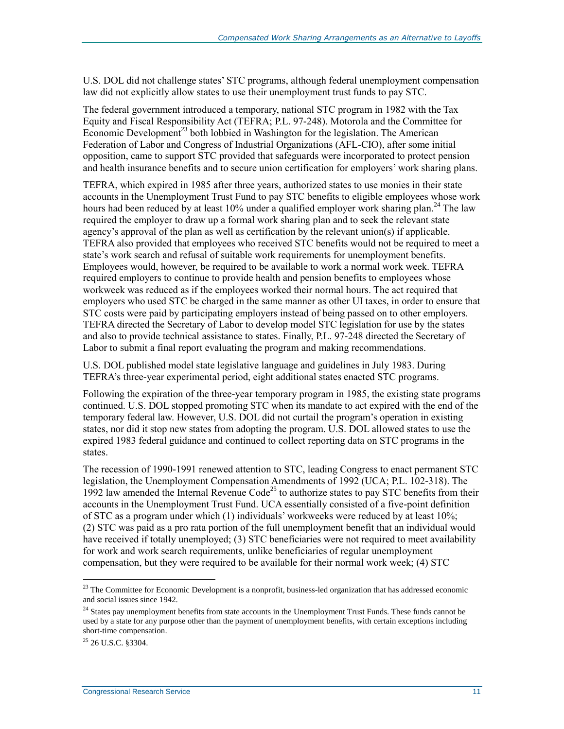U.S. DOL did not challenge states' STC programs, although federal unemployment compensation law did not explicitly allow states to use their unemployment trust funds to pay STC.

The federal government introduced a temporary, national STC program in 1982 with the Tax Equity and Fiscal Responsibility Act (TEFRA; P.L. 97-248). Motorola and the Committee for Economic Development[23] both lobbied in Washington for the legislation. The American Federation of Labor and Congress of Industrial Organizations (AFL-CIO), after some initial opposition, came to support STC provided that safeguards were incorporated to protect pension and health insurance benefits and to secure union certification for employers' work sharing plans.

TEFRA, which expired in 1985 after three years, authorized states to use monies in their state accounts in the Unemployment Trust Fund to pay STC benefits to eligible employees whose work hours had been reduced by at least 10% under a qualified employer work sharing plan.[24] The law required the employer to draw up a formal work sharing plan and to seek the relevant state agency's approval of the plan as well as certification by the relevant union(s) if applicable. TEFRA also provided that employees who received STC benefits would not be required to meet a state's work search and refusal of suitable work requirements for unemployment benefits. Employees would, however, be required to be available to work a normal work week. TEFRA required employers to continue to provide health and pension benefits to employees whose workweek was reduced as if the employees worked their normal hours. The act required that employers who used STC be charged in the same manner as other UI taxes, in order to ensure that STC costs were paid by participating employers instead of being passed on to other employers. TEFRA directed the Secretary of Labor to develop model STC legislation for use by the states and also to provide technical assistance to states. Finally, P.L. 97-248 directed the Secretary of Labor to submit a final report evaluating the program and making recommendations.

U.S. DOL published model state legislative language and guidelines in July 1983. During TEFRA's three-year experimental period, eight additional states enacted STC programs.

Following the expiration of the three-year temporary program in 1985, the existing state programs continued. U.S. DOL stopped promoting STC when its mandate to act expired with the end of the temporary federal law. However, U.S. DOL did not curtail the program's operation in existing states, nor did it stop new states from adopting the program. U.S. DOL allowed states to use the expired 1983 federal guidance and continued to collect reporting data on STC programs in the states.

The recession of 1990-1991 renewed attention to STC, leading Congress to enact permanent STC legislation, the Unemployment Compensation Amendments of 1992 (UCA; P.L. 102-318). The 1992 law amended the Internal Revenue Code[25] to authorize states to pay STC benefits from their accounts in the Unemployment Trust Fund. UCA essentially consisted of a five-point definition of STC as a program under which (1) individuals' workweeks were reduced by at least 10%; (2) STC was paid as a pro rata portion of the full unemployment benefit that an individual would have received if totally unemployed; (3) STC beneficiaries were not required to meet availability for work and work search requirements, unlike beneficiaries of regular unemployment compensation, but they were required to be available for their normal work week; (4) STC

---

[23] The Committee for Economic Development is a nonprofit, business-led organization that has addressed economic and social issues since 1942.

[24] States pay unemployment benefits from state accounts in the Unemployment Trust Funds. These funds cannot be used by a state for any purpose other than the payment of unemployment benefits, with certain exceptions including short-time compensation.

[25] 26 U.S.C. §3304.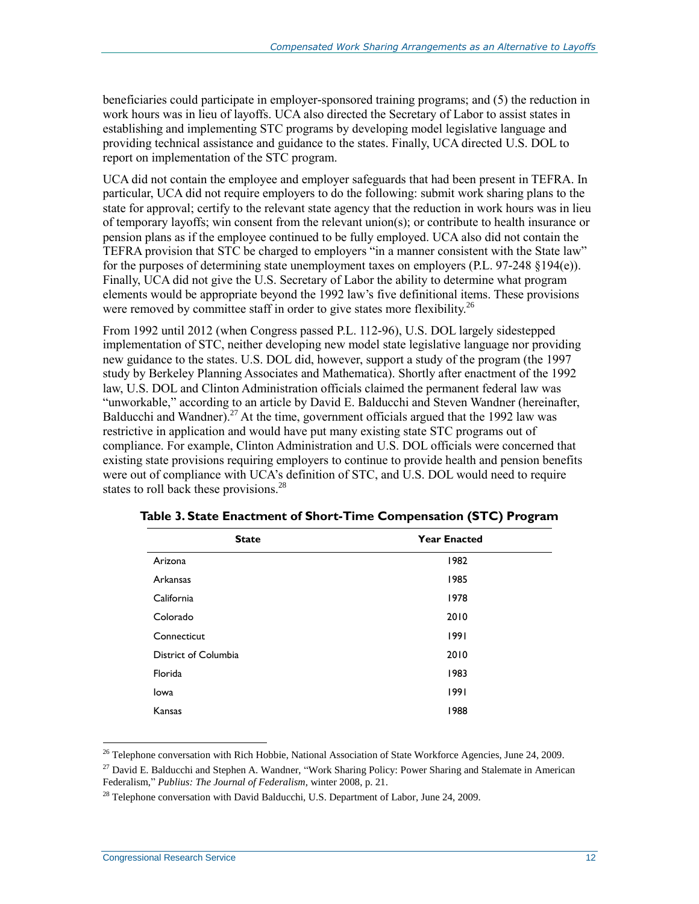beneficiaries could participate in employer-sponsored training programs; and (5) the reduction in work hours was in lieu of layoffs. UCA also directed the Secretary of Labor to assist states in establishing and implementing STC programs by developing model legislative language and providing technical assistance and guidance to the states. Finally, UCA directed U.S. DOL to report on implementation of the STC program.

UCA did not contain the employee and employer safeguards that had been present in TEFRA. In particular, UCA did not require employers to do the following: submit work sharing plans to the state for approval; certify to the relevant state agency that the reduction in work hours was in lieu of temporary layoffs; win consent from the relevant union(s); or contribute to health insurance or pension plans as if the employee continued to be fully employed. UCA also did not contain the TEFRA provision that STC be charged to employers "in a manner consistent with the State law" for the purposes of determining state unemployment taxes on employers (P.L. 97-248 §194(e)). Finally, UCA did not give the U.S. Secretary of Labor the ability to determine what program elements would be appropriate beyond the 1992 law's five definitional items. These provisions were removed by committee staff in order to give states more flexibility.[26]

From 1992 until 2012 (when Congress passed P.L. 112-96), U.S. DOL largely sidestepped implementation of STC, neither developing new model state legislative language nor providing new guidance to the states. U.S. DOL did, however, support a study of the program (the 1997 study by Berkeley Planning Associates and Mathematica). Shortly after enactment of the 1992 law, U.S. DOL and Clinton Administration officials claimed the permanent federal law was "unworkable," according to an article by David E. Balducchi and Steven Wandner (hereinafter, Balducchi and Wandner).[27] At the time, government officials argued that the 1992 law was restrictive in application and would have put many existing state STC programs out of compliance. For example, Clinton Administration and U.S. DOL officials were concerned that existing state provisions requiring employers to continue to provide health and pension benefits were out of compliance with UCA's definition of STC, and U.S. DOL would need to require states to roll back these provisions.[28]

**Table 3. State Enactment of Short-Time Compensation (STC) Program**

| State | Year Enacted |
|---|---|
| Arizona | 1982 |
| Arkansas | 1985 |
| California | 1978 |
| Colorado | 2010 |
| Connecticut | 1991 |
| District of Columbia | 2010 |
| Florida | 1983 |
| Iowa | 1991 |
| Kansas | 1988 |

[26] Telephone conversation with Rich Hobbie, National Association of State Workforce Agencies, June 24, 2009.

[27] David E. Balducchi and Stephen A. Wandner, "Work Sharing Policy: Power Sharing and Stalemate in American Federalism," *Publius: The Journal of Federalism*, winter 2008, p. 21.

[28] Telephone conversation with David Balducchi, U.S. Department of Labor, June 24, 2009.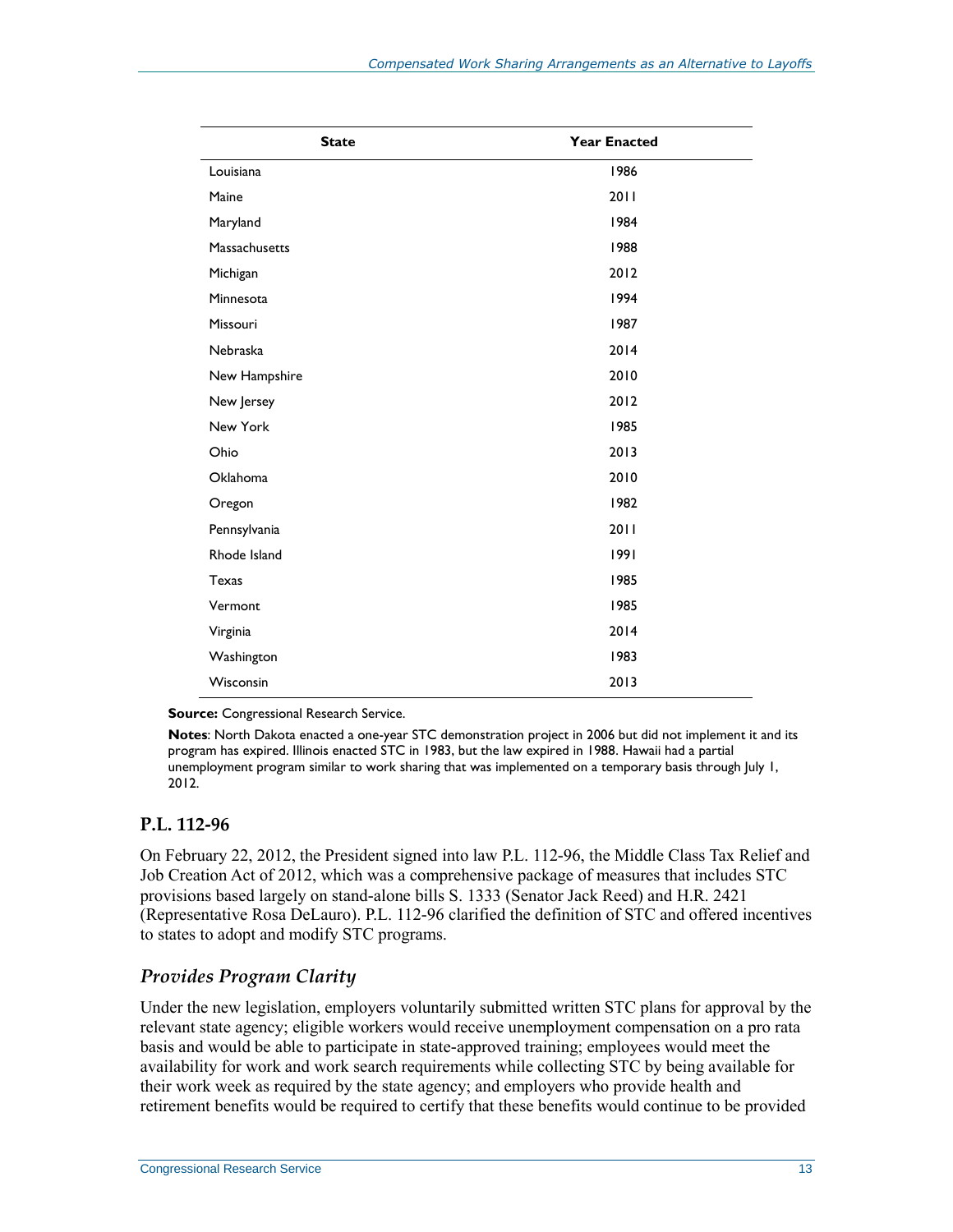| State | Year Enacted |
| --- | --- |
| Louisiana | 1986 |
| Maine | 2011 |
| Maryland | 1984 |
| Massachusetts | 1988 |
| Michigan | 2012 |
| Minnesota | 1994 |
| Missouri | 1987 |
| Nebraska | 2014 |
| New Hampshire | 2010 |
| New Jersey | 2012 |
| New York | 1985 |
| Ohio | 2013 |
| Oklahoma | 2010 |
| Oregon | 1982 |
| Pennsylvania | 2011 |
| Rhode Island | 1991 |
| Texas | 1985 |
| Vermont | 1985 |
| Virginia | 2014 |
| Washington | 1983 |
| Wisconsin | 2013 |

**Source:** Congressional Research Service.

**Notes**: North Dakota enacted a one-year STC demonstration project in 2006 but did not implement it and its program has expired. Illinois enacted STC in 1983, but the law expired in 1988. Hawaii had a partial unemployment program similar to work sharing that was implemented on a temporary basis through July 1, 2012.

## P.L. 112-96

On February 22, 2012, the President signed into law P.L. 112-96, the Middle Class Tax Relief and Job Creation Act of 2012, which was a comprehensive package of measures that includes STC provisions based largely on stand-alone bills S. 1333 (Senator Jack Reed) and H.R. 2421 (Representative Rosa DeLauro). P.L. 112-96 clarified the definition of STC and offered incentives to states to adopt and modify STC programs.

### *Provides Program Clarity*

Under the new legislation, employers voluntarily submitted written STC plans for approval by the relevant state agency; eligible workers would receive unemployment compensation on a pro rata basis and would be able to participate in state-approved training; employees would meet the availability for work and work search requirements while collecting STC by being available for their work week as required by the state agency; and employers who provide health and retirement benefits would be required to certify that these benefits would continue to be provided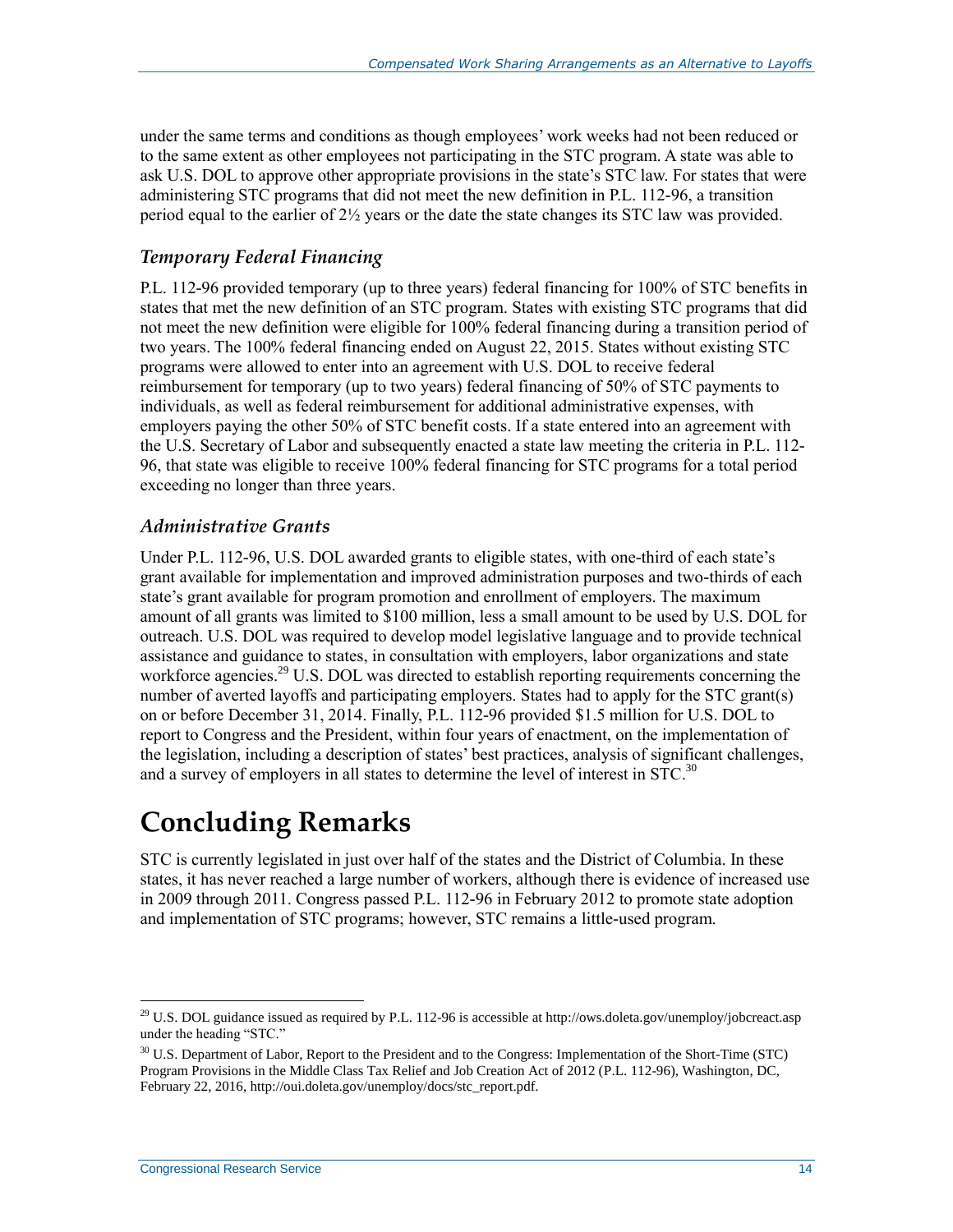under the same terms and conditions as though employees' work weeks had not been reduced or to the same extent as other employees not participating in the STC program. A state was able to ask U.S. DOL to approve other appropriate provisions in the state's STC law. For states that were administering STC programs that did not meet the new definition in P.L. 112-96, a transition period equal to the earlier of 2½ years or the date the state changes its STC law was provided.

### *Temporary Federal Financing*

P.L. 112-96 provided temporary (up to three years) federal financing for 100% of STC benefits in states that met the new definition of an STC program. States with existing STC programs that did not meet the new definition were eligible for 100% federal financing during a transition period of two years. The 100% federal financing ended on August 22, 2015. States without existing STC programs were allowed to enter into an agreement with U.S. DOL to receive federal reimbursement for temporary (up to two years) federal financing of 50% of STC payments to individuals, as well as federal reimbursement for additional administrative expenses, with employers paying the other 50% of STC benefit costs. If a state entered into an agreement with the U.S. Secretary of Labor and subsequently enacted a state law meeting the criteria in P.L. 112-96, that state was eligible to receive 100% federal financing for STC programs for a total period exceeding no longer than three years.

### *Administrative Grants*

Under P.L. 112-96, U.S. DOL awarded grants to eligible states, with one-third of each state's grant available for implementation and improved administration purposes and two-thirds of each state's grant available for program promotion and enrollment of employers. The maximum amount of all grants was limited to $100 million, less a small amount to be used by U.S. DOL for outreach. U.S. DOL was required to develop model legislative language and to provide technical assistance and guidance to states, in consultation with employers, labor organizations and state workforce agencies.[29] U.S. DOL was directed to establish reporting requirements concerning the number of averted layoffs and participating employers. States had to apply for the STC grant(s) on or before December 31, 2014. Finally, P.L. 112-96 provided $1.5 million for U.S. DOL to report to Congress and the President, within four years of enactment, on the implementation of the legislation, including a description of states' best practices, analysis of significant challenges, and a survey of employers in all states to determine the level of interest in STC.[30]

# Concluding Remarks

STC is currently legislated in just over half of the states and the District of Columbia. In these states, it has never reached a large number of workers, although there is evidence of increased use in 2009 through 2011. Congress passed P.L. 112-96 in February 2012 to promote state adoption and implementation of STC programs; however, STC remains a little-used program.

---

[29] U.S. DOL guidance issued as required by P.L. 112-96 is accessible at http://ows.doleta.gov/unemploy/jobcreact.asp under the heading "STC."

[30] U.S. Department of Labor, Report to the President and to the Congress: Implementation of the Short-Time (STC) Program Provisions in the Middle Class Tax Relief and Job Creation Act of 2012 (P.L. 112-96), Washington, DC, February 22, 2016, http://oui.doleta.gov/unemploy/docs/stc_report.pdf.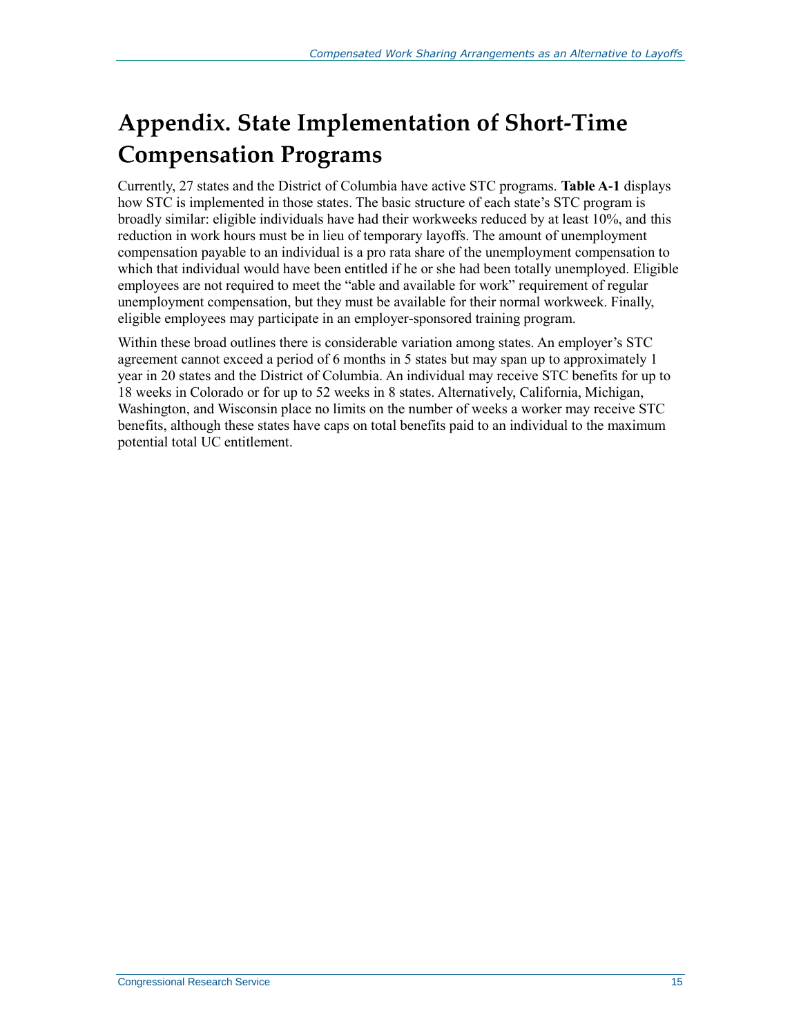# Appendix. State Implementation of Short-Time Compensation Programs

Currently, 27 states and the District of Columbia have active STC programs. **Table A-1** displays how STC is implemented in those states. The basic structure of each state's STC program is broadly similar: eligible individuals have had their workweeks reduced by at least 10%, and this reduction in work hours must be in lieu of temporary layoffs. The amount of unemployment compensation payable to an individual is a pro rata share of the unemployment compensation to which that individual would have been entitled if he or she had been totally unemployed. Eligible employees are not required to meet the "able and available for work" requirement of regular unemployment compensation, but they must be available for their normal workweek. Finally, eligible employees may participate in an employer-sponsored training program.

Within these broad outlines there is considerable variation among states. An employer's STC agreement cannot exceed a period of 6 months in 5 states but may span up to approximately 1 year in 20 states and the District of Columbia. An individual may receive STC benefits for up to 18 weeks in Colorado or for up to 52 weeks in 8 states. Alternatively, California, Michigan, Washington, and Wisconsin place no limits on the number of weeks a worker may receive STC benefits, although these states have caps on total benefits paid to an individual to the maximum potential total UC entitlement.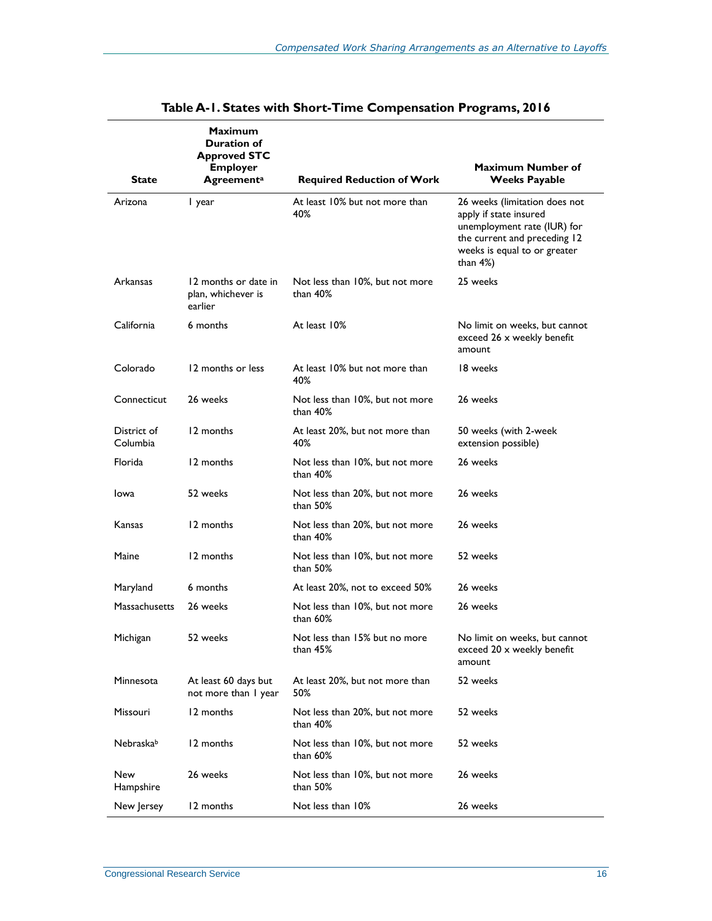**Table A-1. States with Short-Time Compensation Programs, 2016**

| State | Maximum Duration of Approved STC Employer Agreement[a] | Required Reduction of Work | Maximum Number of Weeks Payable |
|---|---|---|---|
| Arizona | 1 year | At least 10% but not more than 40% | 26 weeks (limitation does not apply if state insured unemployment rate (IUR) for the current and preceding 12 weeks is equal to or greater than 4%) |
| Arkansas | 12 months or date in plan, whichever is earlier | Not less than 10%, but not more than 40% | 25 weeks |
| California | 6 months | At least 10% | No limit on weeks, but cannot exceed 26 x weekly benefit amount |
| Colorado | 12 months or less | At least 10% but not more than 40% | 18 weeks |
| Connecticut | 26 weeks | Not less than 10%, but not more than 40% | 26 weeks |
| District of Columbia | 12 months | At least 20%, but not more than 40% | 50 weeks (with 2-week extension possible) |
| Florida | 12 months | Not less than 10%, but not more than 40% | 26 weeks |
| Iowa | 52 weeks | Not less than 20%, but not more than 50% | 26 weeks |
| Kansas | 12 months | Not less than 20%, but not more than 40% | 26 weeks |
| Maine | 12 months | Not less than 10%, but not more than 50% | 52 weeks |
| Maryland | 6 months | At least 20%, not to exceed 50% | 26 weeks |
| Massachusetts | 26 weeks | Not less than 10%, but not more than 60% | 26 weeks |
| Michigan | 52 weeks | Not less than 15% but no more than 45% | No limit on weeks, but cannot exceed 20 x weekly benefit amount |
| Minnesota | At least 60 days but not more than 1 year | At least 20%, but not more than 50% | 52 weeks |
| Missouri | 12 months | Not less than 20%, but not more than 40% | 52 weeks |
| Nebraska[b] | 12 months | Not less than 10%, but not more than 60% | 52 weeks |
| New Hampshire | 26 weeks | Not less than 10%, but not more than 50% | 26 weeks |
| New Jersey | 12 months | Not less than 10% | 26 weeks |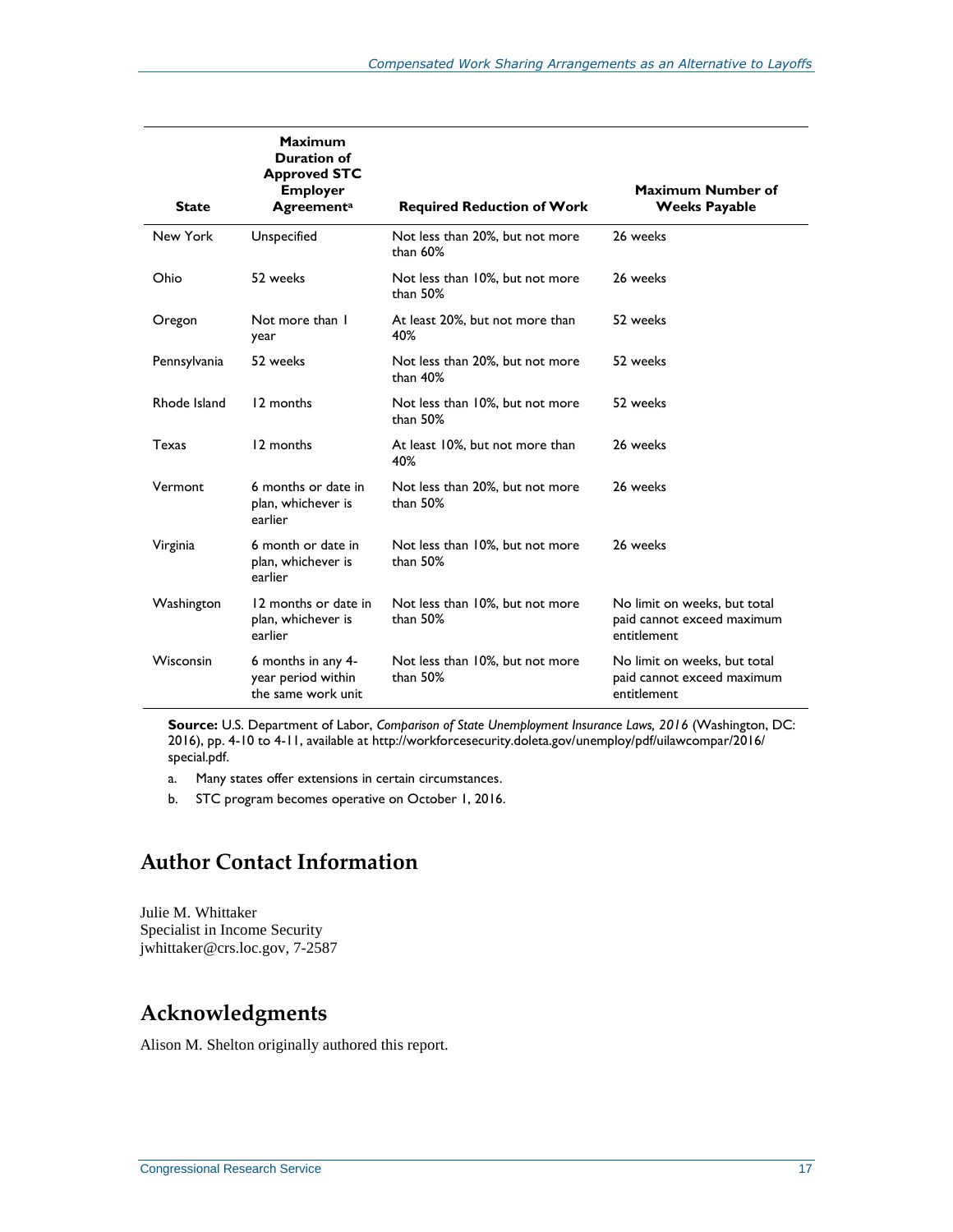| State | Maximum Duration of Approved STC Employer Agreement[a] | Required Reduction of Work | Maximum Number of Weeks Payable |
|---|---|---|---|
| New York | Unspecified | Not less than 20%, but not more than 60% | 26 weeks |
| Ohio | 52 weeks | Not less than 10%, but not more than 50% | 26 weeks |
| Oregon | Not more than 1 year | At least 20%, but not more than 40% | 52 weeks |
| Pennsylvania | 52 weeks | Not less than 20%, but not more than 40% | 52 weeks |
| Rhode Island | 12 months | Not less than 10%, but not more than 50% | 52 weeks |
| Texas | 12 months | At least 10%, but not more than 40% | 26 weeks |
| Vermont | 6 months or date in plan, whichever is earlier | Not less than 20%, but not more than 50% | 26 weeks |
| Virginia | 6 month or date in plan, whichever is earlier | Not less than 10%, but not more than 50% | 26 weeks |
| Washington | 12 months or date in plan, whichever is earlier | Not less than 10%, but not more than 50% | No limit on weeks, but total paid cannot exceed maximum entitlement |
| Wisconsin | 6 months in any 4-year period within the same work unit | Not less than 10%, but not more than 50% | No limit on weeks, but total paid cannot exceed maximum entitlement |

**Source:** U.S. Department of Labor, *Comparison of State Unemployment Insurance Laws, 2016* (Washington, DC: 2016), pp. 4-10 to 4-11, available at http://workforcesecurity.doleta.gov/unemploy/pdf/uilawcompar/2016/special.pdf.

a. Many states offer extensions in certain circumstances.

b. STC program becomes operative on October 1, 2016.

## Author Contact Information

Julie M. Whittaker
Specialist in Income Security
jwhittaker@crs.loc.gov, 7-2587

## Acknowledgments

Alison M. Shelton originally authored this report.